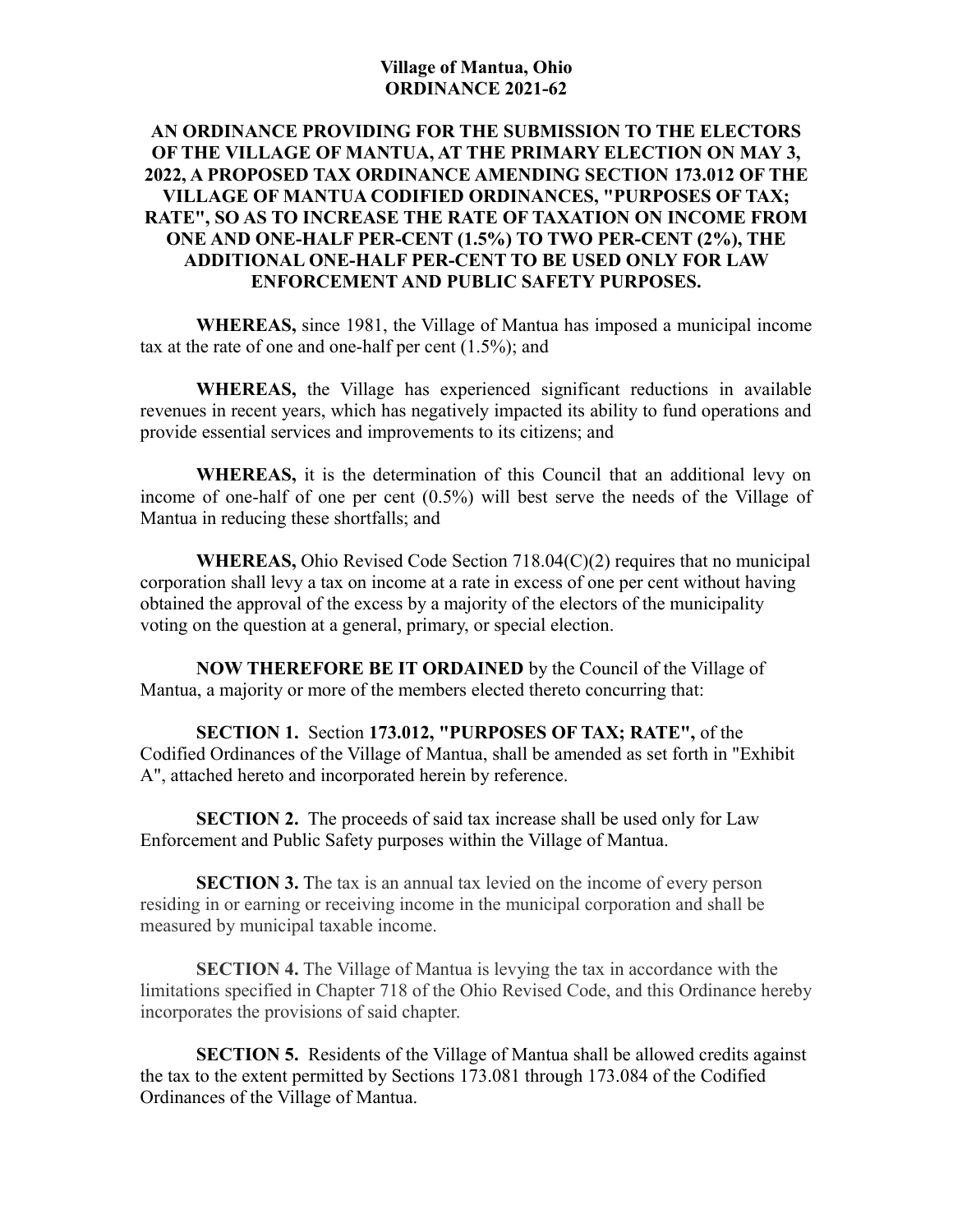**Village of Mantua, Ohio**
**ORDINANCE 2021-62**

**AN ORDINANCE PROVIDING FOR THE SUBMISSION TO THE ELECTORS OF THE VILLAGE OF MANTUA, AT THE PRIMARY ELECTION ON MAY 3, 2022, A PROPOSED TAX ORDINANCE AMENDING SECTION 173.012 OF THE VILLAGE OF MANTUA CODIFIED ORDINANCES, "PURPOSES OF TAX; RATE", SO AS TO INCREASE THE RATE OF TAXATION ON INCOME FROM ONE AND ONE-HALF PER-CENT (1.5%) TO TWO PER-CENT (2%), THE ADDITIONAL ONE-HALF PER-CENT TO BE USED ONLY FOR LAW ENFORCEMENT AND PUBLIC SAFETY PURPOSES.**

**WHEREAS,** since 1981, the Village of Mantua has imposed a municipal income tax at the rate of one and one-half per cent (1.5%); and

**WHEREAS,** the Village has experienced significant reductions in available revenues in recent years, which has negatively impacted its ability to fund operations and provide essential services and improvements to its citizens; and

**WHEREAS,** it is the determination of this Council that an additional levy on income of one-half of one per cent (0.5%) will best serve the needs of the Village of Mantua in reducing these shortfalls; and

**WHEREAS,** Ohio Revised Code Section 718.04(C)(2) requires that no municipal corporation shall levy a tax on income at a rate in excess of one per cent without having obtained the approval of the excess by a majority of the electors of the municipality voting on the question at a general, primary, or special election.

**NOW THEREFORE BE IT ORDAINED** by the Council of the Village of Mantua, a majority or more of the members elected thereto concurring that:

**SECTION 1.** Section **173.012, "PURPOSES OF TAX; RATE",** of the Codified Ordinances of the Village of Mantua, shall be amended as set forth in "Exhibit A", attached hereto and incorporated herein by reference.

**SECTION 2.** The proceeds of said tax increase shall be used only for Law Enforcement and Public Safety purposes within the Village of Mantua.

**SECTION 3.** The tax is an annual tax levied on the income of every person residing in or earning or receiving income in the municipal corporation and shall be measured by municipal taxable income.

**SECTION 4.** The Village of Mantua is levying the tax in accordance with the limitations specified in Chapter 718 of the Ohio Revised Code, and this Ordinance hereby incorporates the provisions of said chapter.

**SECTION 5.** Residents of the Village of Mantua shall be allowed credits against the tax to the extent permitted by Sections 173.081 through 173.084 of the Codified Ordinances of the Village of Mantua.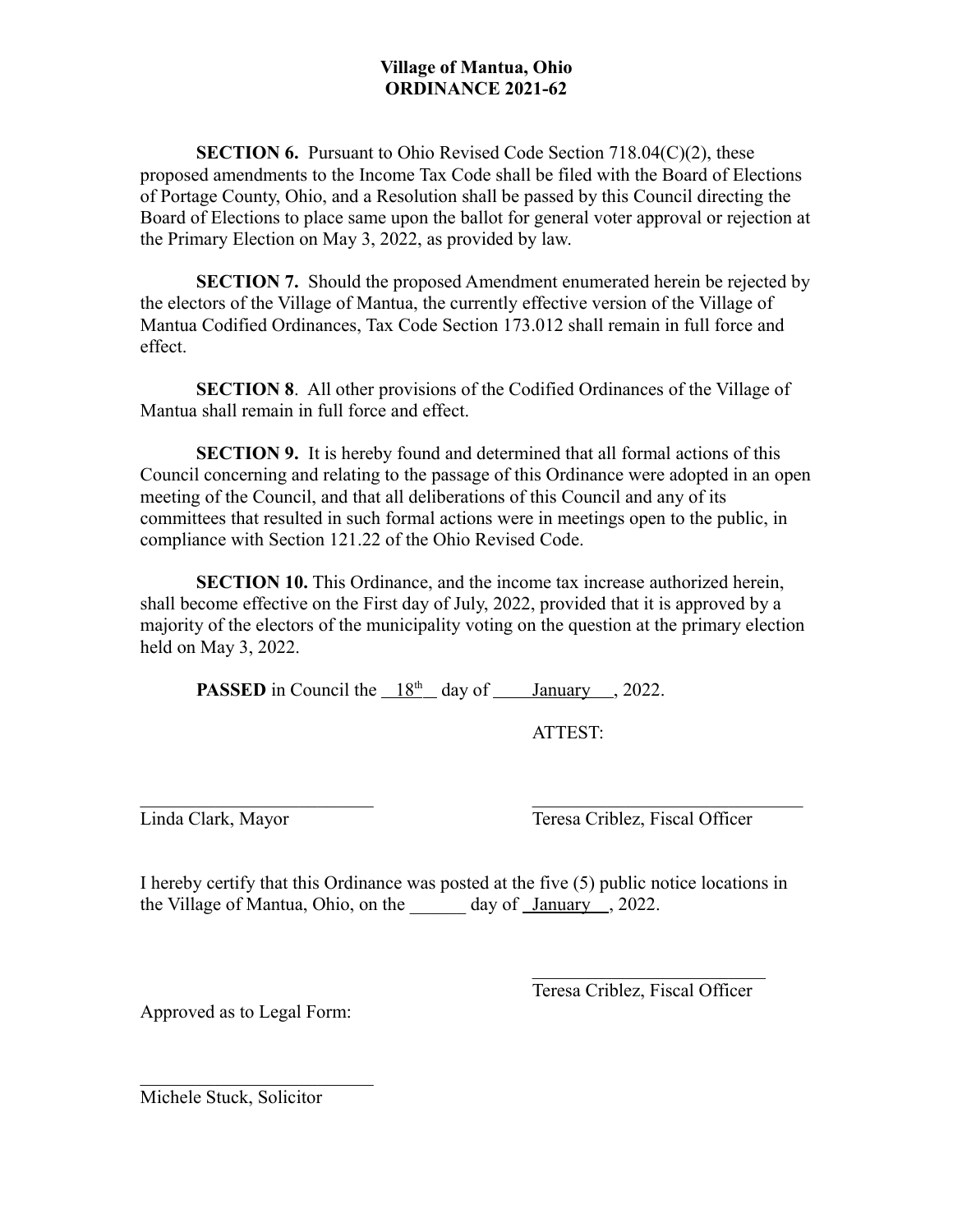**Village of Mantua, Ohio**
**ORDINANCE 2021-62**

**SECTION 6.** Pursuant to Ohio Revised Code Section 718.04(C)(2), these proposed amendments to the Income Tax Code shall be filed with the Board of Elections of Portage County, Ohio, and a Resolution shall be passed by this Council directing the Board of Elections to place same upon the ballot for general voter approval or rejection at the Primary Election on May 3, 2022, as provided by law.

**SECTION 7.** Should the proposed Amendment enumerated herein be rejected by the electors of the Village of Mantua, the currently effective version of the Village of Mantua Codified Ordinances, Tax Code Section 173.012 shall remain in full force and effect.

**SECTION 8**. All other provisions of the Codified Ordinances of the Village of Mantua shall remain in full force and effect.

**SECTION 9.** It is hereby found and determined that all formal actions of this Council concerning and relating to the passage of this Ordinance were adopted in an open meeting of the Council, and that all deliberations of this Council and any of its committees that resulted in such formal actions were in meetings open to the public, in compliance with Section 121.22 of the Ohio Revised Code.

**SECTION 10.** This Ordinance, and the income tax increase authorized herein, shall become effective on the First day of July, 2022, provided that it is approved by a majority of the electors of the municipality voting on the question at the primary election held on May 3, 2022.

**PASSED** in Council the 18th day of January, 2022.

ATTEST:

\_\_\_\_\_\_\_\_\_\_\_\_\_\_\_\_\_\_\_\_\_\_\_\_\_\_
Linda Clark, Mayor

\_\_\_\_\_\_\_\_\_\_\_\_\_\_\_\_\_\_\_\_\_\_\_\_\_\_
Teresa Criblez, Fiscal Officer

I hereby certify that this Ordinance was posted at the five (5) public notice locations in the Village of Mantua, Ohio, on the \_\_\_\_\_\_ day of January, 2022.

\_\_\_\_\_\_\_\_\_\_\_\_\_\_\_\_\_\_\_\_\_\_\_\_\_\_
Teresa Criblez, Fiscal Officer

Approved as to Legal Form:

\_\_\_\_\_\_\_\_\_\_\_\_\_\_\_\_\_\_\_\_\_\_\_\_\_\_
Michele Stuck, Solicitor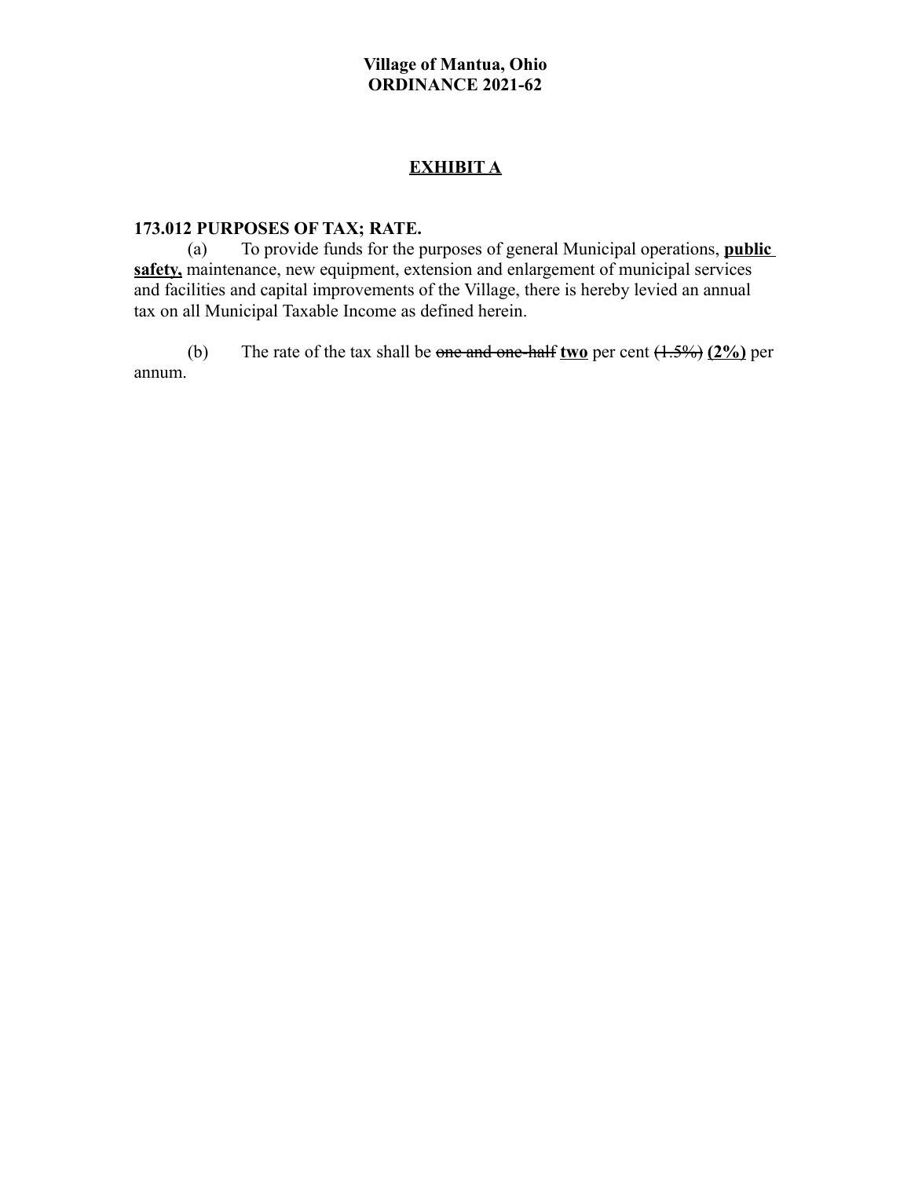**Village of Mantua, Ohio**
**ORDINANCE 2021-62**

## EXHIBIT A

### 173.012 PURPOSES OF TAX; RATE.

(a) To provide funds for the purposes of general Municipal operations, **public safety,** maintenance, new equipment, extension and enlargement of municipal services and facilities and capital improvements of the Village, there is hereby levied an annual tax on all Municipal Taxable Income as defined herein.

(b) The rate of the tax shall be ~~one and one-half~~ **two** per cent ~~(1.5%)~~ **(2%)** per annum.